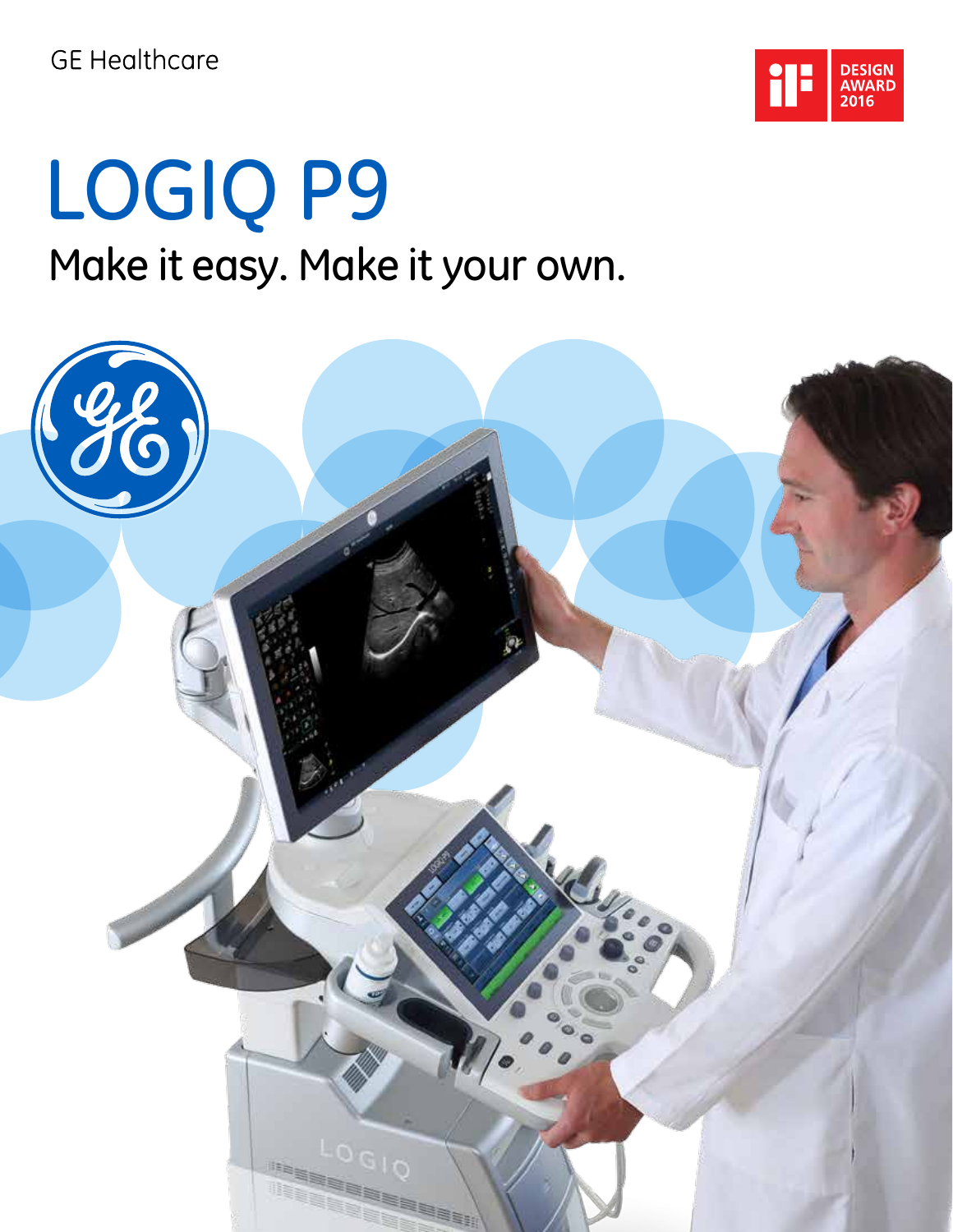GE Healthcare

iF DESIGN AWARD 2016

# LOGIQ P9

## Make it easy. Make it your own.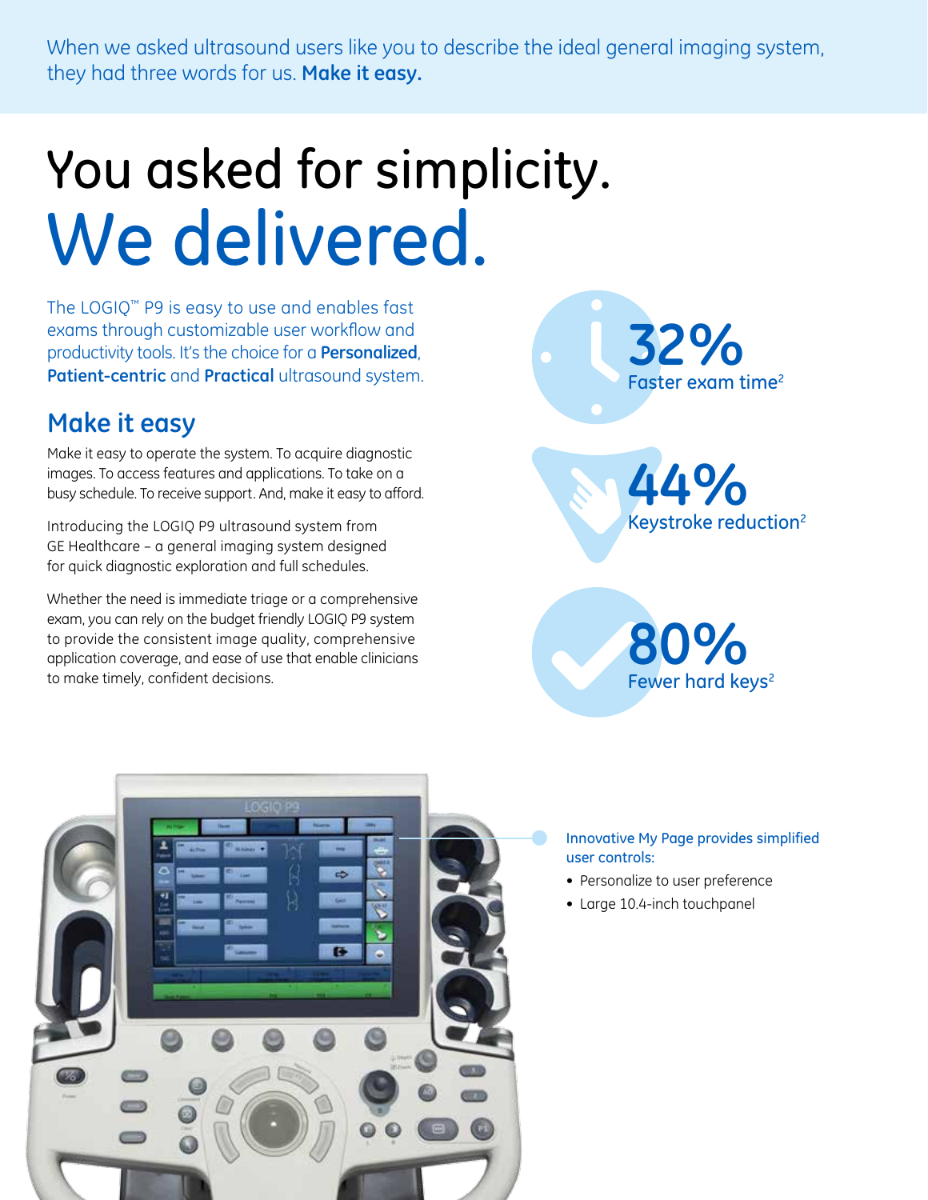When we asked ultrasound users like you to describe the ideal general imaging system, they had three words for us. **Make it easy.**

# You asked for simplicity. We delivered.

The LOGIQ™ P9 is easy to use and enables fast exams through customizable user workflow and productivity tools. It's the choice for a **Personalized**, **Patient-centric** and **Practical** ultrasound system.

## Make it easy

Make it easy to operate the system. To acquire diagnostic images. To access features and applications. To take on a busy schedule. To receive support. And, make it easy to afford.

Introducing the LOGIQ P9 ultrasound system from GE Healthcare – a general imaging system designed for quick diagnostic exploration and full schedules.

Whether the need is immediate triage or a comprehensive exam, you can rely on the budget friendly LOGIQ P9 system to provide the consistent image quality, comprehensive application coverage, and ease of use that enable clinicians to make timely, confident decisions.

**32%**
Faster exam time[2]

**44%**
Keystroke reduction[2]

**80%**
Fewer hard keys[2]

Innovative My Page provides simplified user controls:

- Personalize to user preference
- Large 10.4-inch touchpanel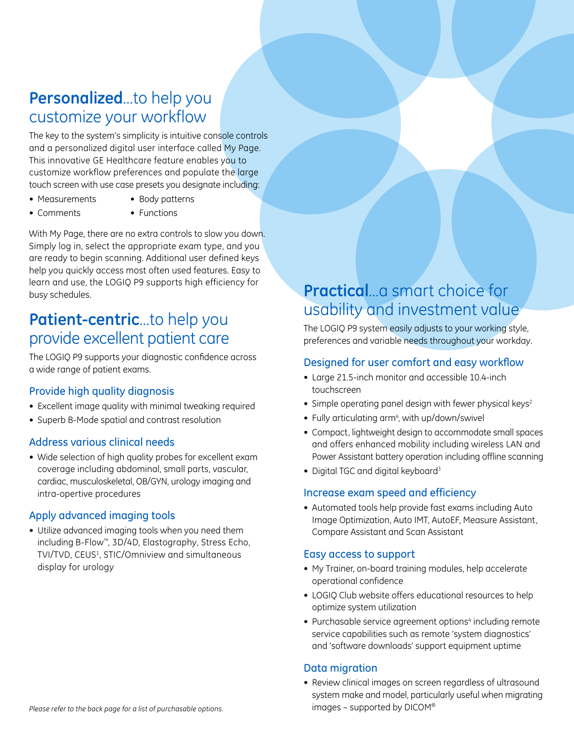## **Personalized**...to help you customize your workflow

The key to the system's simplicity is intuitive console controls and a personalized digital user interface called My Page. This innovative GE Healthcare feature enables you to customize workflow preferences and populate the large touch screen with use case presets you designate including:

- Measurements
- Comments
- Body patterns
- Functions

With My Page, there are no extra controls to slow you down. Simply log in, select the appropriate exam type, and you are ready to begin scanning. Additional user defined keys help you quickly access most often used features. Easy to learn and use, the LOGIQ P9 supports high efficiency for busy schedules.

## **Patient-centric**...to help you provide excellent patient care

The LOGIQ P9 supports your diagnostic confidence across a wide range of patient exams.

### Provide high quality diagnosis

- Excellent image quality with minimal tweaking required
- Superb B-Mode spatial and contrast resolution

### Address various clinical needs

- Wide selection of high quality probes for excellent exam coverage including abdominal, small parts, vascular, cardiac, musculoskeletal, OB/GYN, urology imaging and intra-opertive procedures

### Apply advanced imaging tools

- Utilize advanced imaging tools when you need them including B-Flow™, 3D/4D, Elastography, Stress Echo, TVI/TVD, CEUS[1], STIC/Omniview and simultaneous display for urology

*Please refer to the back page for a list of purchasable options.*

## **Practical**...a smart choice for usability and investment value

The LOGIQ P9 system easily adjusts to your working style, preferences and variable needs throughout your workday.

### Designed for user comfort and easy workflow

- Large 21.5-inch monitor and accessible 10.4-inch touchscreen
- Simple operating panel design with fewer physical keys[2]
- Fully articulating arm[4], with up/down/swivel
- Compact, lightweight design to accommodate small spaces and offers enhanced mobility including wireless LAN and Power Assistant battery operation including offline scanning
- Digital TGC and digital keyboard[3]

### Increase exam speed and efficiency

- Automated tools help provide fast exams including Auto Image Optimization, Auto IMT, AutoEF, Measure Assistant, Compare Assistant and Scan Assistant

### Easy access to support

- My Trainer, on-board training modules, help accelerate operational confidence
- LOGIQ Club website offers educational resources to help optimize system utilization
- Purchasable service agreement options[4] including remote service capabilities such as remote 'system diagnostics' and 'software downloads' support equipment uptime

### Data migration

- Review clinical images on screen regardless of ultrasound system make and model, particularly useful when migrating images – supported by DICOM®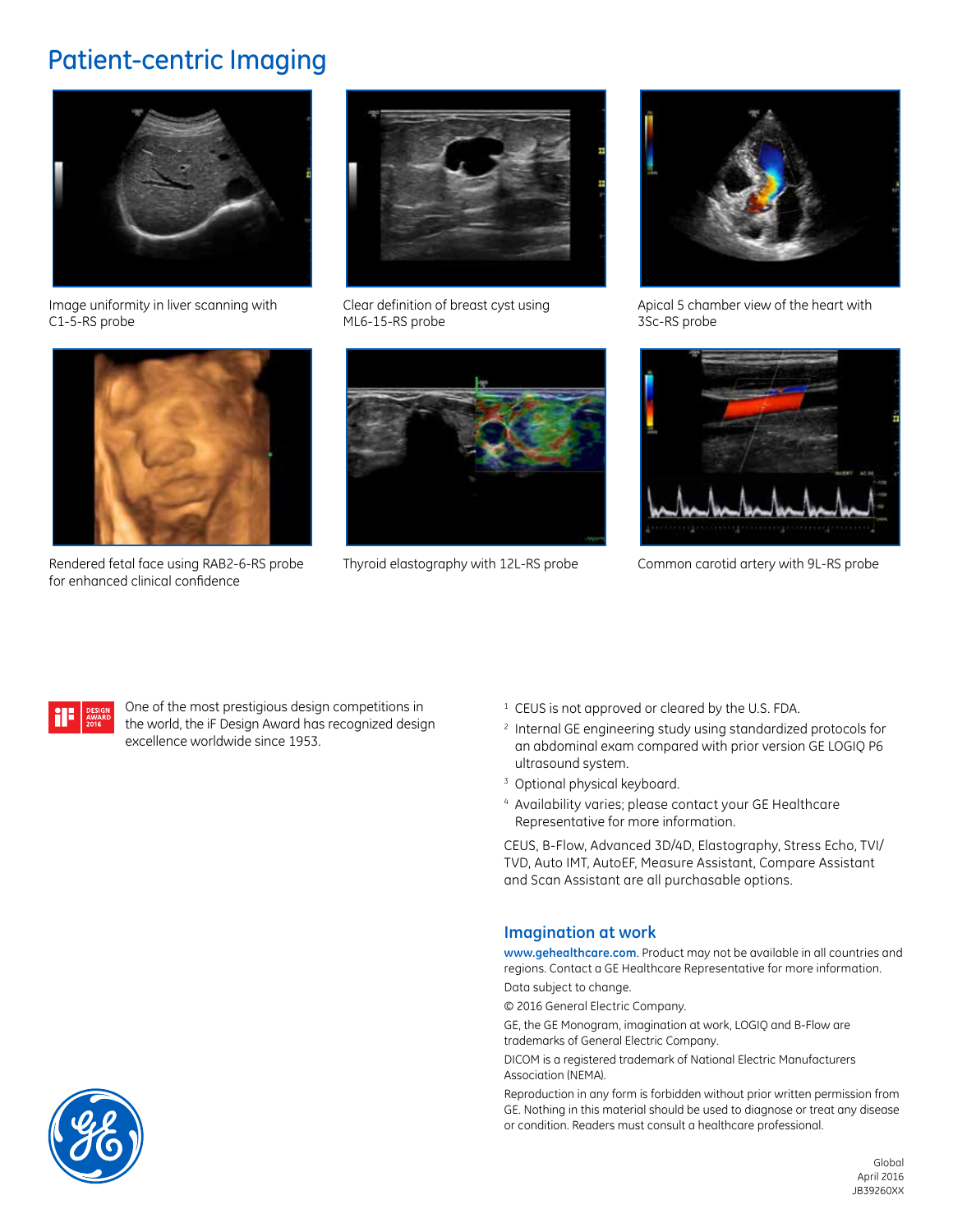## Patient-centric Imaging

Image uniformity in liver scanning with C1-5-RS probe

Clear definition of breast cyst using ML6-15-RS probe

Apical 5 chamber view of the heart with 3Sc-RS probe

Rendered fetal face using RAB2-6-RS probe for enhanced clinical confidence

Thyroid elastography with 12L-RS probe

Common carotid artery with 9L-RS probe

One of the most prestigious design competitions in the world, the iF Design Award has recognized design excellence worldwide since 1953.

[1] CEUS is not approved or cleared by the U.S. FDA.

[2] Internal GE engineering study using standardized protocols for an abdominal exam compared with prior version GE LOGIQ P6 ultrasound system.

[3] Optional physical keyboard.

[4] Availability varies; please contact your GE Healthcare Representative for more information.

CEUS, B-Flow, Advanced 3D/4D, Elastography, Stress Echo, TVI/TVD, Auto IMT, AutoEF, Measure Assistant, Compare Assistant and Scan Assistant are all purchasable options.

### Imagination at work

**www.gehealthcare.com**. Product may not be available in all countries and regions. Contact a GE Healthcare Representative for more information.

Data subject to change.

© 2016 General Electric Company.

GE, the GE Monogram, imagination at work, LOGIQ and B-Flow are trademarks of General Electric Company.

DICOM is a registered trademark of National Electric Manufacturers Association (NEMA).

Reproduction in any form is forbidden without prior written permission from GE. Nothing in this material should be used to diagnose or treat any disease or condition. Readers must consult a healthcare professional.

Global
April 2016
JB39260XX